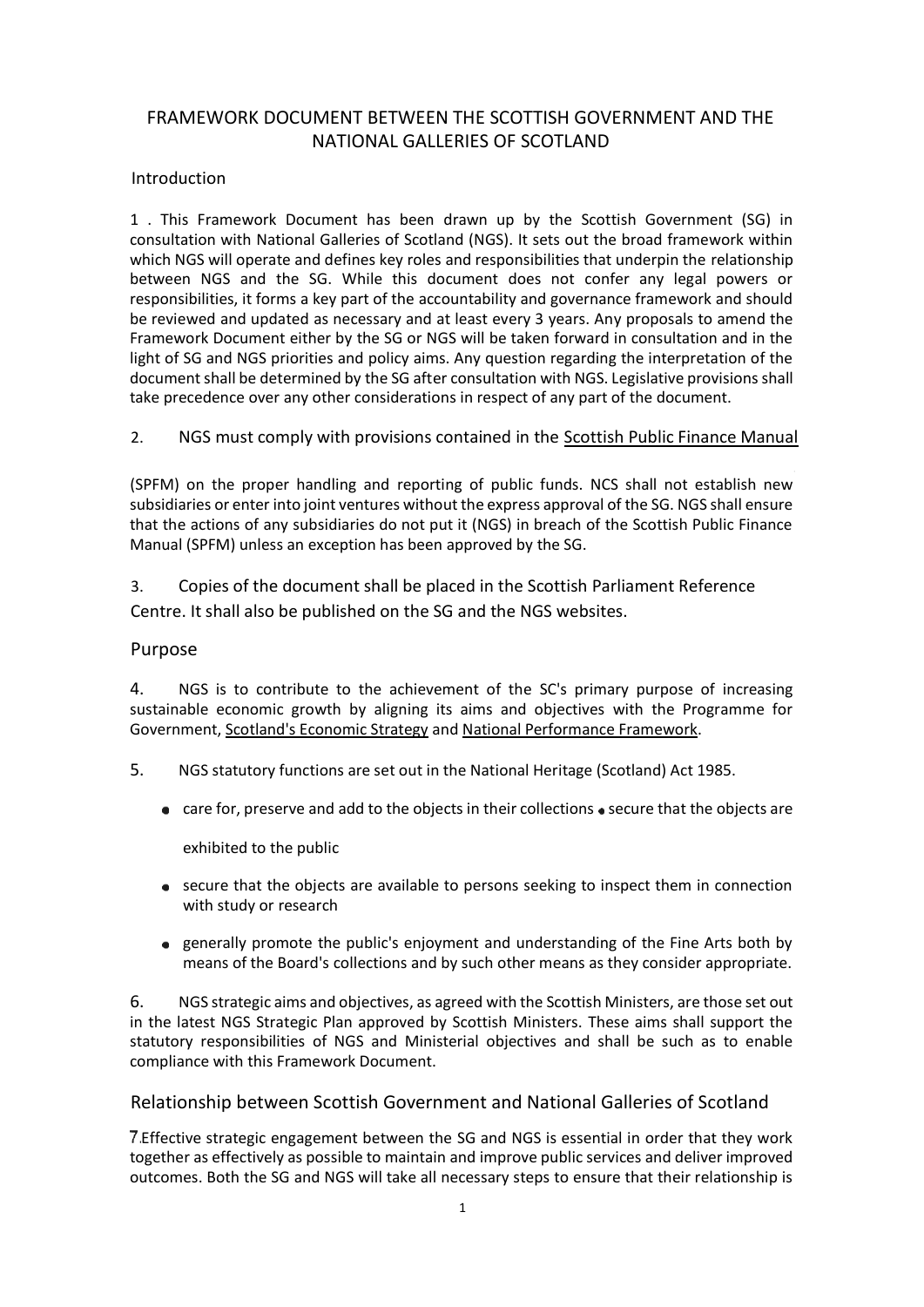# FRAMEWORK DOCUMENT BETWEEN THE SCOTTISH GOVERNMENT AND THE NATIONAL GALLERIES OF SCOTLAND

## Introduction

1 . This Framework Document has been drawn up by the Scottish Government (SG) in consultation with National Galleries of Scotland (NGS). It sets out the broad framework within which NGS will operate and defines key roles and responsibilities that underpin the relationship between NGS and the SG. While this document does not confer any legal powers or responsibilities, it forms a key part of the accountability and governance framework and should be reviewed and updated as necessary and at least every 3 years. Any proposals to amend the Framework Document either by the SG or NGS will be taken forward in consultation and in the light of SG and NGS priorities and policy aims. Any question regarding the interpretation of the document shall be determined by the SG after consultation with NGS. Legislative provisions shall take precedence over any other considerations in respect of any part of the document.

2. NGS must comply with provisions contained in the Scottish Public Finance Manual (SPFM) on the proper handling and reporting of public funds. NCS shall not establish new subsidiaries or enter into joint ventures without the express approval of the SG. NGS shall ensure that the actions of any subsidiaries do not put it (NGS) in breach of the Scottish Public Finance Manual (SPFM) unless an exception has been approved by the SG.

3. Copies of the document shall be placed in the Scottish Parliament Reference Centre. It shall also be published on the SG and the NGS websites.

## Purpose

4. NGS is to contribute to the achievement of the SC's primary purpose of increasing sustainable economic growth by aligning its aims and objectives with the Programme for Government, Scotland's Economic Strategy and National Performance Framework.

5. NGS statutory functions are set out in the National Heritage (Scotland) Act 1985.

- care for, preserve and add to the objects in their collections
- secure that the objects are exhibited to the public
- secure that the objects are available to persons seeking to inspect them in connection with study or research
- generally promote the public's enjoyment and understanding of the Fine Arts both by means of the Board's collections and by such other means as they consider appropriate.

6. NGS strategic aims and objectives, as agreed with the Scottish Ministers, are those set out in the latest NGS Strategic Plan approved by Scottish Ministers. These aims shall support the statutory responsibilities of NGS and Ministerial objectives and shall be such as to enable compliance with this Framework Document.

## Relationship between Scottish Government and National Galleries of Scotland

7. Effective strategic engagement between the SG and NGS is essential in order that they work together as effectively as possible to maintain and improve public services and deliver improved outcomes. Both the SG and NGS will take all necessary steps to ensure that their relationship is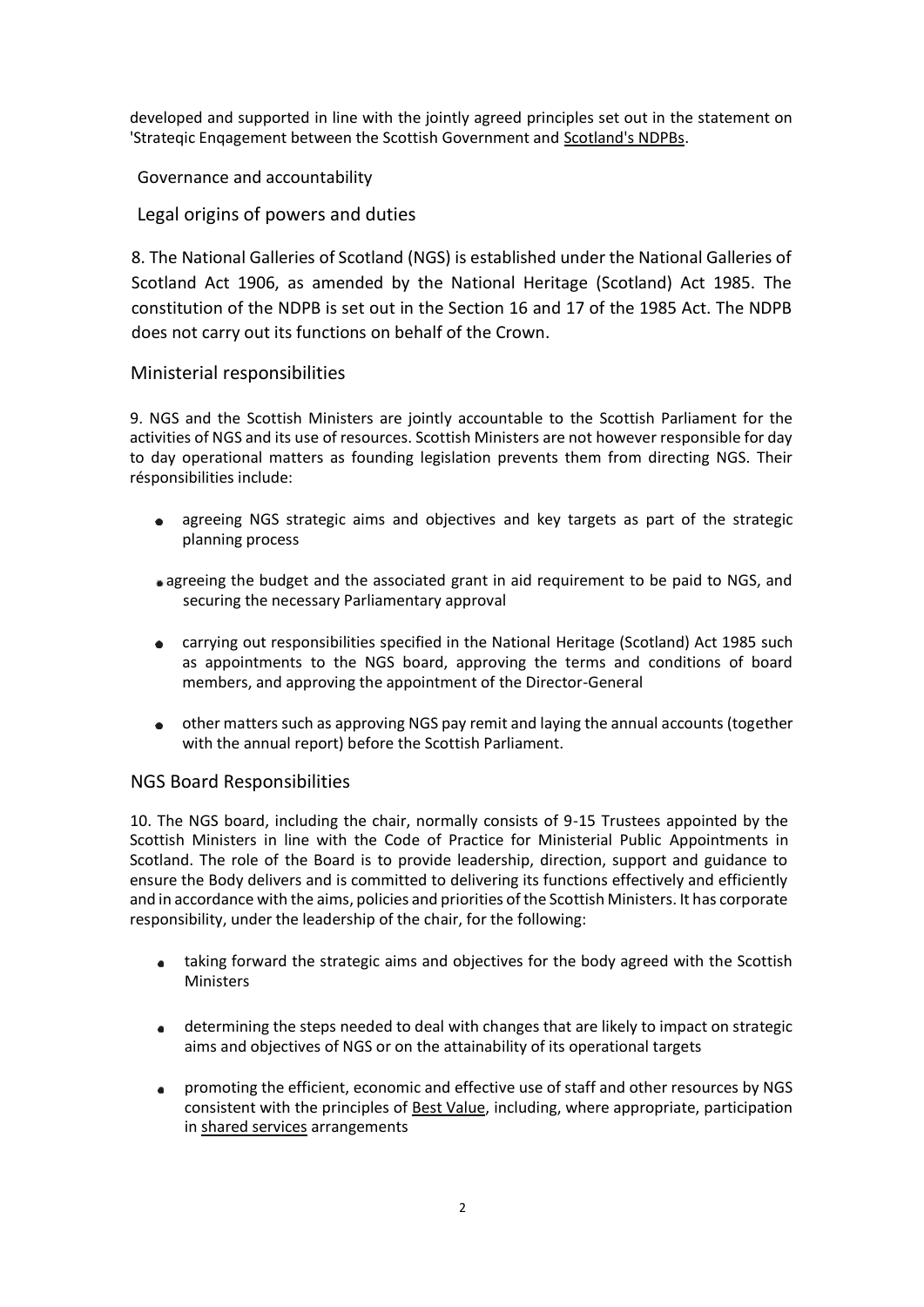developed and supported in line with the jointly agreed principles set out in the statement on 'Strateqic Enqagement between the Scottish Government and Scotland's NDPBs.

## Governance and accountability

### Legal origins of powers and duties

8. The National Galleries of Scotland (NGS) is established under the National Galleries of Scotland Act 1906, as amended by the National Heritage (Scotland) Act 1985. The constitution of the NDPB is set out in the Section 16 and 17 of the 1985 Act. The NDPB does not carry out its functions on behalf of the Crown.

### Ministerial responsibilities

9. NGS and the Scottish Ministers are jointly accountable to the Scottish Parliament for the activities of NGS and its use of resources. Scottish Ministers are not however responsible for day to day operational matters as founding legislation prevents them from directing NGS. Their résponsibilities include:

- agreeing NGS strategic aims and objectives and key targets as part of the strategic planning process
- agreeing the budget and the associated grant in aid requirement to be paid to NGS, and securing the necessary Parliamentary approval
- carrying out responsibilities specified in the National Heritage (Scotland) Act 1985 such as appointments to the NGS board, approving the terms and conditions of board members, and approving the appointment of the Director-General
- other matters such as approving NGS pay remit and laying the annual accounts (together with the annual report) before the Scottish Parliament.

### NGS Board Responsibilities

10. The NGS board, including the chair, normally consists of 9-15 Trustees appointed by the Scottish Ministers in line with the Code of Practice for Ministerial Public Appointments in Scotland. The role of the Board is to provide leadership, direction, support and guidance to ensure the Body delivers and is committed to delivering its functions effectively and efficiently and in accordance with the aims, policies and priorities of the Scottish Ministers. It has corporate responsibility, under the leadership of the chair, for the following:

- taking forward the strategic aims and objectives for the body agreed with the Scottish Ministers
- determining the steps needed to deal with changes that are likely to impact on strategic aims and objectives of NGS or on the attainability of its operational targets
- promoting the efficient, economic and effective use of staff and other resources by NGS consistent with the principles of Best Value, including, where appropriate, participation in shared services arrangements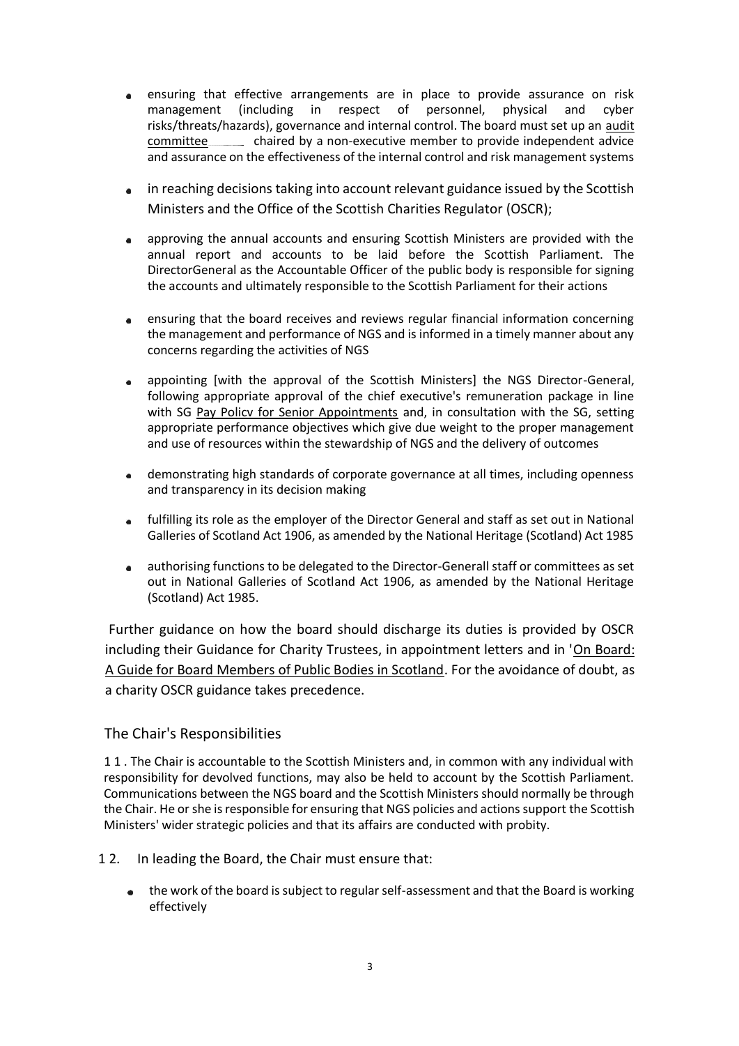- ensuring that effective arrangements are in place to provide assurance on risk management (including in respect of personnel, physical and cyber risks/threats/hazards), governance and internal control. The board must set up an audit committee chaired by a non-executive member to provide independent advice and assurance on the effectiveness of the internal control and risk management systems

- in reaching decisions taking into account relevant guidance issued by the Scottish Ministers and the Office of the Scottish Charities Regulator (OSCR);

- approving the annual accounts and ensuring Scottish Ministers are provided with the annual report and accounts to be laid before the Scottish Parliament. The DirectorGeneral as the Accountable Officer of the public body is responsible for signing the accounts and ultimately responsible to the Scottish Parliament for their actions

- ensuring that the board receives and reviews regular financial information concerning the management and performance of NGS and is informed in a timely manner about any concerns regarding the activities of NGS

- appointing [with the approval of the Scottish Ministers] the NGS Director-General, following appropriate approval of the chief executive's remuneration package in line with SG Pay Policv for Senior Appointments and, in consultation with the SG, setting appropriate performance objectives which give due weight to the proper management and use of resources within the stewardship of NGS and the delivery of outcomes

- demonstrating high standards of corporate governance at all times, including openness and transparency in its decision making

- fulfilling its role as the employer of the Director General and staff as set out in National Galleries of Scotland Act 1906, as amended by the National Heritage (Scotland) Act 1985

- authorising functions to be delegated to the Director-Generall staff or committees as set out in National Galleries of Scotland Act 1906, as amended by the National Heritage (Scotland) Act 1985.

Further guidance on how the board should discharge its duties is provided by OSCR including their Guidance for Charity Trustees, in appointment letters and in 'On Board: A Guide for Board Members of Public Bodies in Scotland. For the avoidance of doubt, as a charity OSCR guidance takes precedence.

## The Chair's Responsibilities

1 1 . The Chair is accountable to the Scottish Ministers and, in common with any individual with responsibility for devolved functions, may also be held to account by the Scottish Parliament. Communications between the NGS board and the Scottish Ministers should normally be through the Chair. He or she is responsible for ensuring that NGS policies and actions support the Scottish Ministers' wider strategic policies and that its affairs are conducted with probity.

1 2. In leading the Board, the Chair must ensure that:

- the work of the board is subject to regular self-assessment and that the Board is working effectively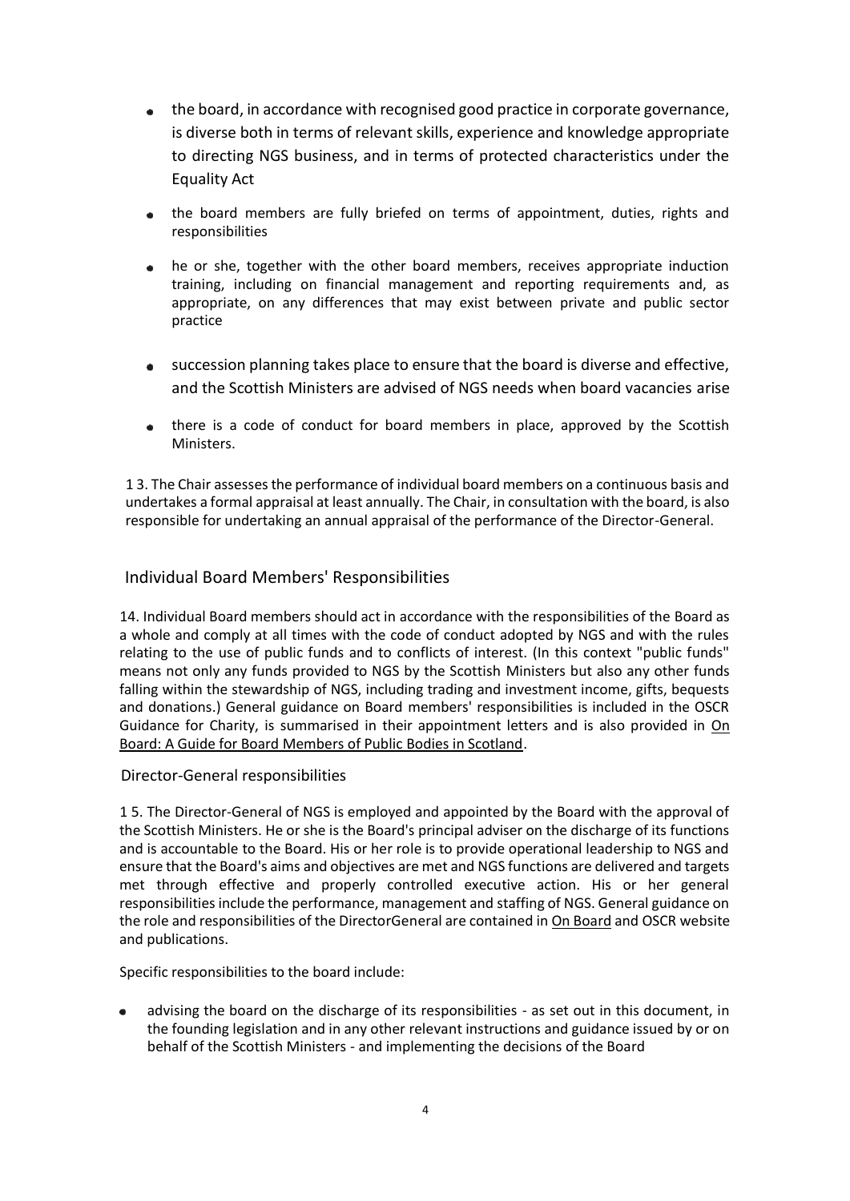- the board, in accordance with recognised good practice in corporate governance, is diverse both in terms of relevant skills, experience and knowledge appropriate to directing NGS business, and in terms of protected characteristics under the Equality Act
- the board members are fully briefed on terms of appointment, duties, rights and responsibilities
- he or she, together with the other board members, receives appropriate induction training, including on financial management and reporting requirements and, as appropriate, on any differences that may exist between private and public sector practice
- succession planning takes place to ensure that the board is diverse and effective, and the Scottish Ministers are advised of NGS needs when board vacancies arise
- there is a code of conduct for board members in place, approved by the Scottish Ministers.

1 3. The Chair assesses the performance of individual board members on a continuous basis and undertakes a formal appraisal at least annually. The Chair, in consultation with the board, is also responsible for undertaking an annual appraisal of the performance of the Director-General.

## Individual Board Members' Responsibilities

14. Individual Board members should act in accordance with the responsibilities of the Board as a whole and comply at all times with the code of conduct adopted by NGS and with the rules relating to the use of public funds and to conflicts of interest. (In this context "public funds" means not only any funds provided to NGS by the Scottish Ministers but also any other funds falling within the stewardship of NGS, including trading and investment income, gifts, bequests and donations.) General guidance on Board members' responsibilities is included in the OSCR Guidance for Charity, is summarised in their appointment letters and is also provided in On Board: A Guide for Board Members of Public Bodies in Scotland.

### Director-General responsibilities

1 5. The Director-General of NGS is employed and appointed by the Board with the approval of the Scottish Ministers. He or she is the Board's principal adviser on the discharge of its functions and is accountable to the Board. His or her role is to provide operational leadership to NGS and ensure that the Board's aims and objectives are met and NGS functions are delivered and targets met through effective and properly controlled executive action. His or her general responsibilities include the performance, management and staffing of NGS. General guidance on the role and responsibilities of the DirectorGeneral are contained in On Board and OSCR website and publications.

Specific responsibilities to the board include:

- advising the board on the discharge of its responsibilities - as set out in this document, in the founding legislation and in any other relevant instructions and guidance issued by or on behalf of the Scottish Ministers - and implementing the decisions of the Board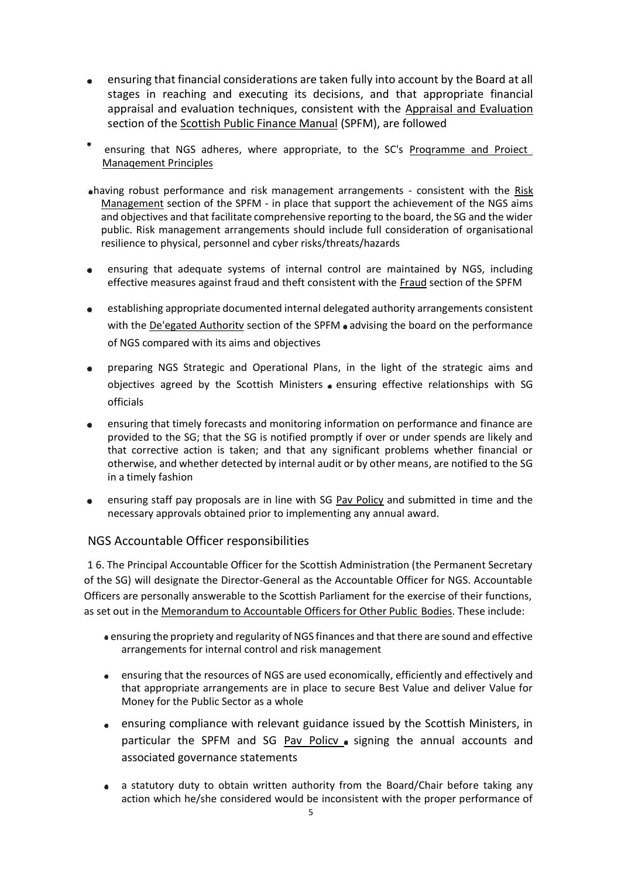- ensuring that financial considerations are taken fully into account by the Board at all stages in reaching and executing its decisions, and that appropriate financial appraisal and evaluation techniques, consistent with the Appraisal and Evaluation section of the Scottish Public Finance Manual (SPFM), are followed
- ensuring that NGS adheres, where appropriate, to the SC's Proqramme and Proiect Manaqement Principles
- having robust performance and risk management arrangements - consistent with the Risk Management section of the SPFM - in place that support the achievement of the NGS aims and objectives and that facilitate comprehensive reporting to the board, the SG and the wider public. Risk management arrangements should include full consideration of organisational resilience to physical, personnel and cyber risks/threats/hazards
- ensuring that adequate systems of internal control are maintained by NGS, including effective measures against fraud and theft consistent with the Fraud section of the SPFM
- establishing appropriate documented internal delegated authority arrangements consistent with the De'egated Authoritv section of the SPFM
- advising the board on the performance of NGS compared with its aims and objectives
- preparing NGS Strategic and Operational Plans, in the light of the strategic aims and objectives agreed by the Scottish Ministers
- ensuring effective relationships with SG officials
- ensuring that timely forecasts and monitoring information on performance and finance are provided to the SG; that the SG is notified promptly if over or under spends are likely and that corrective action is taken; and that any significant problems whether financial or otherwise, and whether detected by internal audit or by other means, are notified to the SG in a timely fashion
- ensuring staff pay proposals are in line with SG Pav Policy and submitted in time and the necessary approvals obtained prior to implementing any annual award.

## NGS Accountable Officer responsibilities

16. The Principal Accountable Officer for the Scottish Administration (the Permanent Secretary of the SG) will designate the Director-General as the Accountable Officer for NGS. Accountable Officers are personally answerable to the Scottish Parliament for the exercise of their functions, as set out in the Memorandum to Accountable Officers for Other Public Bodies. These include:

- ensuring the propriety and regularity of NGS finances and that there are sound and effective arrangements for internal control and risk management
- ensuring that the resources of NGS are used economically, efficiently and effectively and that appropriate arrangements are in place to secure Best Value and deliver Value for Money for the Public Sector as a whole
- ensuring compliance with relevant guidance issued by the Scottish Ministers, in particular the SPFM and SG Pav Policv
- signing the annual accounts and associated governance statements
- a statutory duty to obtain written authority from the Board/Chair before taking any action which he/she considered would be inconsistent with the proper performance of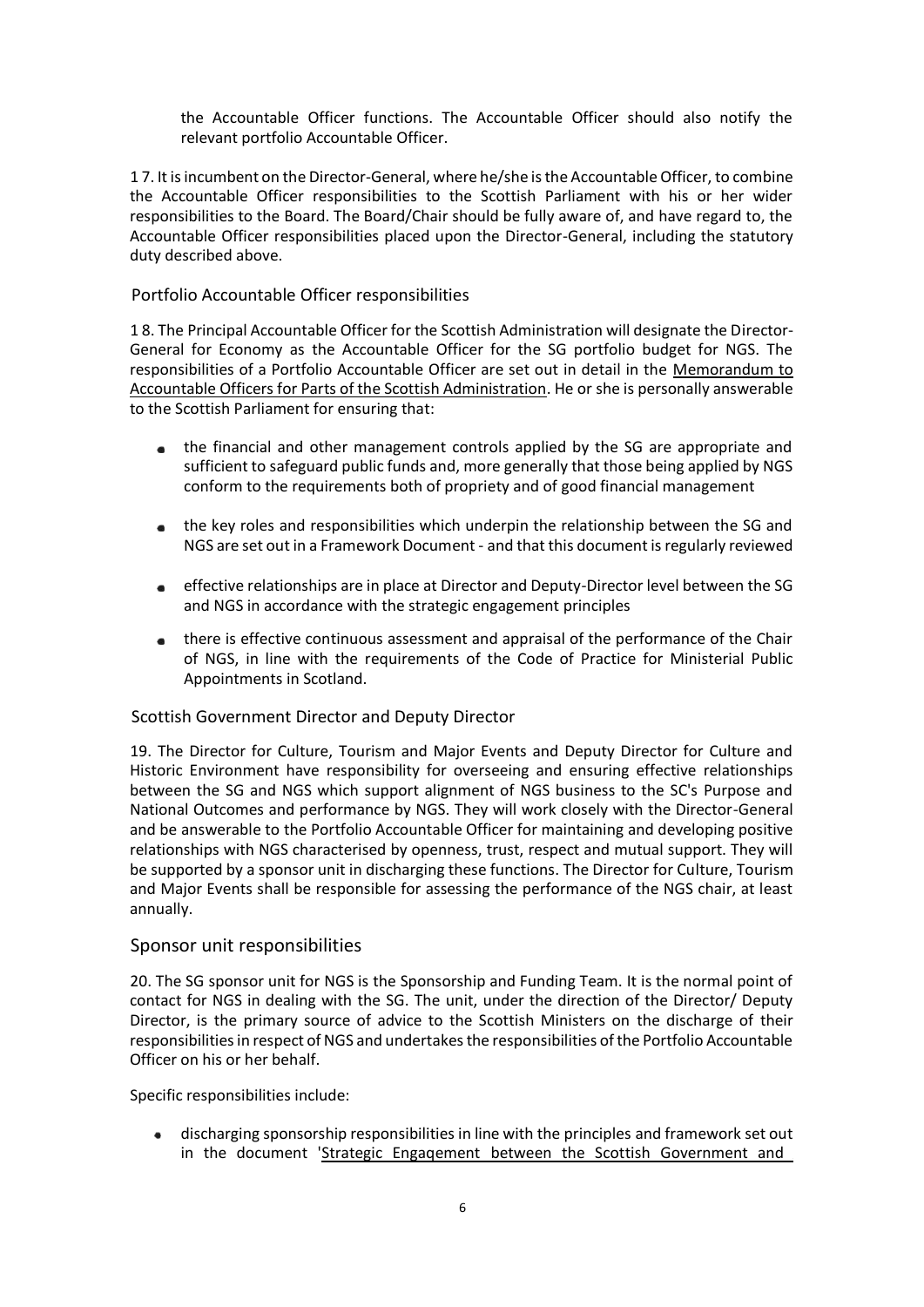the Accountable Officer functions. The Accountable Officer should also notify the relevant portfolio Accountable Officer.

1 7. It is incumbent on the Director-General, where he/she is the Accountable Officer, to combine the Accountable Officer responsibilities to the Scottish Parliament with his or her wider responsibilities to the Board. The Board/Chair should be fully aware of, and have regard to, the Accountable Officer responsibilities placed upon the Director-General, including the statutory duty described above.

### Portfolio Accountable Officer responsibilities

1 8. The Principal Accountable Officer for the Scottish Administration will designate the Director-General for Economy as the Accountable Officer for the SG portfolio budget for NGS. The responsibilities of a Portfolio Accountable Officer are set out in detail in the Memorandum to Accountable Officers for Parts of the Scottish Administration. He or she is personally answerable to the Scottish Parliament for ensuring that:

- the financial and other management controls applied by the SG are appropriate and sufficient to safeguard public funds and, more generally that those being applied by NGS conform to the requirements both of propriety and of good financial management
- the key roles and responsibilities which underpin the relationship between the SG and NGS are set out in a Framework Document - and that this document is regularly reviewed
- effective relationships are in place at Director and Deputy-Director level between the SG and NGS in accordance with the strategic engagement principles
- there is effective continuous assessment and appraisal of the performance of the Chair of NGS, in line with the requirements of the Code of Practice for Ministerial Public Appointments in Scotland.

### Scottish Government Director and Deputy Director

19. The Director for Culture, Tourism and Major Events and Deputy Director for Culture and Historic Environment have responsibility for overseeing and ensuring effective relationships between the SG and NGS which support alignment of NGS business to the SC's Purpose and National Outcomes and performance by NGS. They will work closely with the Director-General and be answerable to the Portfolio Accountable Officer for maintaining and developing positive relationships with NGS characterised by openness, trust, respect and mutual support. They will be supported by a sponsor unit in discharging these functions. The Director for Culture, Tourism and Major Events shall be responsible for assessing the performance of the NGS chair, at least annually.

### Sponsor unit responsibilities

20. The SG sponsor unit for NGS is the Sponsorship and Funding Team. It is the normal point of contact for NGS in dealing with the SG. The unit, under the direction of the Director/ Deputy Director, is the primary source of advice to the Scottish Ministers on the discharge of their responsibilities in respect of NGS and undertakes the responsibilities of the Portfolio Accountable Officer on his or her behalf.

Specific responsibilities include:

- discharging sponsorship responsibilities in line with the principles and framework set out in the document 'Strategic Engagement between the Scottish Government and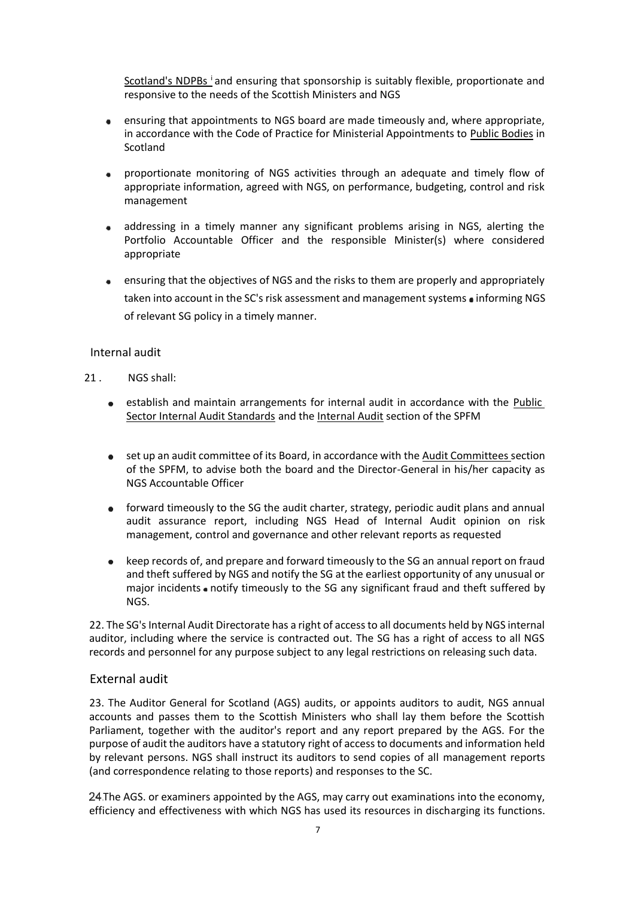Scotland's NDPBs [i] and ensuring that sponsorship is suitably flexible, proportionate and responsive to the needs of the Scottish Ministers and NGS

- ensuring that appointments to NGS board are made timeously and, where appropriate, in accordance with the Code of Practice for Ministerial Appointments to Public Bodies in Scotland
- proportionate monitoring of NGS activities through an adequate and timely flow of appropriate information, agreed with NGS, on performance, budgeting, control and risk management
- addressing in a timely manner any significant problems arising in NGS, alerting the Portfolio Accountable Officer and the responsible Minister(s) where considered appropriate
- ensuring that the objectives of NGS and the risks to them are properly and appropriately taken into account in the SC's risk assessment and management systems
- informing NGS of relevant SG policy in a timely manner.

## Internal audit

21. NGS shall:

- establish and maintain arrangements for internal audit in accordance with the Public Sector Internal Audit Standards and the Internal Audit section of the SPFM
- set up an audit committee of its Board, in accordance with the Audit Committees section of the SPFM, to advise both the board and the Director-General in his/her capacity as NGS Accountable Officer
- forward timeously to the SG the audit charter, strategy, periodic audit plans and annual audit assurance report, including NGS Head of Internal Audit opinion on risk management, control and governance and other relevant reports as requested
- keep records of, and prepare and forward timeously to the SG an annual report on fraud and theft suffered by NGS and notify the SG at the earliest opportunity of any unusual or major incidents
- notify timeously to the SG any significant fraud and theft suffered by NGS.

22. The SG's Internal Audit Directorate has a right of access to all documents held by NGS internal auditor, including where the service is contracted out. The SG has a right of access to all NGS records and personnel for any purpose subject to any legal restrictions on releasing such data.

## External audit

23. The Auditor General for Scotland (AGS) audits, or appoints auditors to audit, NGS annual accounts and passes them to the Scottish Ministers who shall lay them before the Scottish Parliament, together with the auditor's report and any report prepared by the AGS. For the purpose of audit the auditors have a statutory right of access to documents and information held by relevant persons. NGS shall instruct its auditors to send copies of all management reports (and correspondence relating to those reports) and responses to the SC.

24. The AGS. or examiners appointed by the AGS, may carry out examinations into the economy, efficiency and effectiveness with which NGS has used its resources in discharging its functions.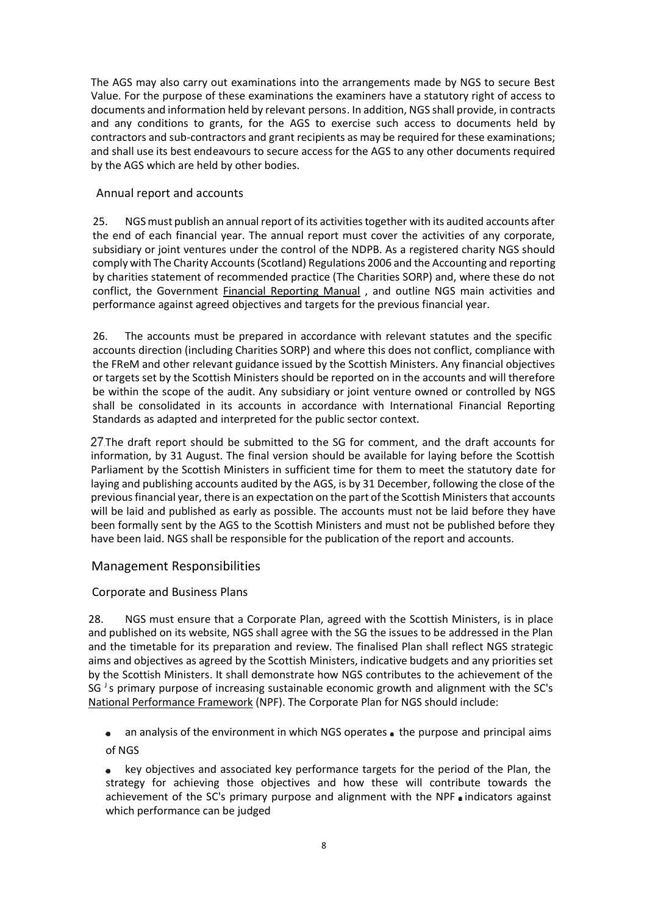The AGS may also carry out examinations into the arrangements made by NGS to secure Best Value. For the purpose of these examinations the examiners have a statutory right of access to documents and information held by relevant persons. In addition, NGS shall provide, in contracts and any conditions to grants, for the AGS to exercise such access to documents held by contractors and sub-contractors and grant recipients as may be required for these examinations; and shall use its best endeavours to secure access for the AGS to any other documents required by the AGS which are held by other bodies.

### Annual report and accounts

25. NGS must publish an annual report of its activities together with its audited accounts after the end of each financial year. The annual report must cover the activities of any corporate, subsidiary or joint ventures under the control of the NDPB. As a registered charity NGS should comply with The Charity Accounts (Scotland) Regulations 2006 and the Accounting and reporting by charities statement of recommended practice (The Charities SORP) and, where these do not conflict, the Government Financial Reporting Manual , and outline NGS main activities and performance against agreed objectives and targets for the previous financial year.

26. The accounts must be prepared in accordance with relevant statutes and the specific accounts direction (including Charities SORP) and where this does not conflict, compliance with the FReM and other relevant guidance issued by the Scottish Ministers. Any financial objectives or targets set by the Scottish Ministers should be reported on in the accounts and will therefore be within the scope of the audit. Any subsidiary or joint venture owned or controlled by NGS shall be consolidated in its accounts in accordance with International Financial Reporting Standards as adapted and interpreted for the public sector context.

27. The draft report should be submitted to the SG for comment, and the draft accounts for information, by 31 August. The final version should be available for laying before the Scottish Parliament by the Scottish Ministers in sufficient time for them to meet the statutory date for laying and publishing accounts audited by the AGS, is by 31 December, following the close of the previous financial year, there is an expectation on the part of the Scottish Ministers that accounts will be laid and published as early as possible. The accounts must not be laid before they have been formally sent by the AGS to the Scottish Ministers and must not be published before they have been laid. NGS shall be responsible for the publication of the report and accounts.

## Management Responsibilities

### Corporate and Business Plans

28. NGS must ensure that a Corporate Plan, agreed with the Scottish Ministers, is in place and published on its website, NGS shall agree with the SG the issues to be addressed in the Plan and the timetable for its preparation and review. The finalised Plan shall reflect NGS strategic aims and objectives as agreed by the Scottish Ministers, indicative budgets and any priorities set by the Scottish Ministers. It shall demonstrate how NGS contributes to the achievement of the SG's primary purpose of increasing sustainable economic growth and alignment with the SC's National Performance Framework (NPF). The Corporate Plan for NGS should include:

- an analysis of the environment in which NGS operates
- the purpose and principal aims of NGS
- key objectives and associated key performance targets for the period of the Plan, the strategy for achieving those objectives and how these will contribute towards the achievement of the SC's primary purpose and alignment with the NPF
- indicators against which performance can be judged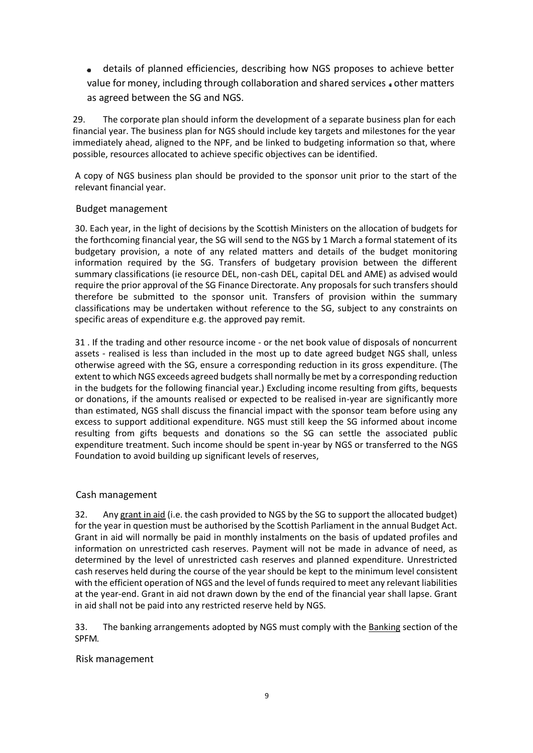- details of planned efficiencies, describing how NGS proposes to achieve better value for money, including through collaboration and shared services • other matters as agreed between the SG and NGS.

29. The corporate plan should inform the development of a separate business plan for each financial year. The business plan for NGS should include key targets and milestones for the year immediately ahead, aligned to the NPF, and be linked to budgeting information so that, where possible, resources allocated to achieve specific objectives can be identified.

A copy of NGS business plan should be provided to the sponsor unit prior to the start of the relevant financial year.

### Budget management

30. Each year, in the light of decisions by the Scottish Ministers on the allocation of budgets for the forthcoming financial year, the SG will send to the NGS by 1 March a formal statement of its budgetary provision, a note of any related matters and details of the budget monitoring information required by the SG. Transfers of budgetary provision between the different summary classifications (ie resource DEL, non-cash DEL, capital DEL and AME) as advised would require the prior approval of the SG Finance Directorate. Any proposals for such transfers should therefore be submitted to the sponsor unit. Transfers of provision within the summary classifications may be undertaken without reference to the SG, subject to any constraints on specific areas of expenditure e.g. the approved pay remit.

31 . If the trading and other resource income - or the net book value of disposals of noncurrent assets - realised is less than included in the most up to date agreed budget NGS shall, unless otherwise agreed with the SG, ensure a corresponding reduction in its gross expenditure. (The extent to which NGS exceeds agreed budgets shall normally be met by a corresponding reduction in the budgets for the following financial year.) Excluding income resulting from gifts, bequests or donations, if the amounts realised or expected to be realised in-year are significantly more than estimated, NGS shall discuss the financial impact with the sponsor team before using any excess to support additional expenditure. NGS must still keep the SG informed about income resulting from gifts bequests and donations so the SG can settle the associated public expenditure treatment. Such income should be spent in-year by NGS or transferred to the NGS Foundation to avoid building up significant levels of reserves,

### Cash management

32. Any grant in aid (i.e. the cash provided to NGS by the SG to support the allocated budget) for the year in question must be authorised by the Scottish Parliament in the annual Budget Act. Grant in aid will normally be paid in monthly instalments on the basis of updated profiles and information on unrestricted cash reserves. Payment will not be made in advance of need, as determined by the level of unrestricted cash reserves and planned expenditure. Unrestricted cash reserves held during the course of the year should be kept to the minimum level consistent with the efficient operation of NGS and the level of funds required to meet any relevant liabilities at the year-end. Grant in aid not drawn down by the end of the financial year shall lapse. Grant in aid shall not be paid into any restricted reserve held by NGS.

33. The banking arrangements adopted by NGS must comply with the Banking section of the SPFM.

### Risk management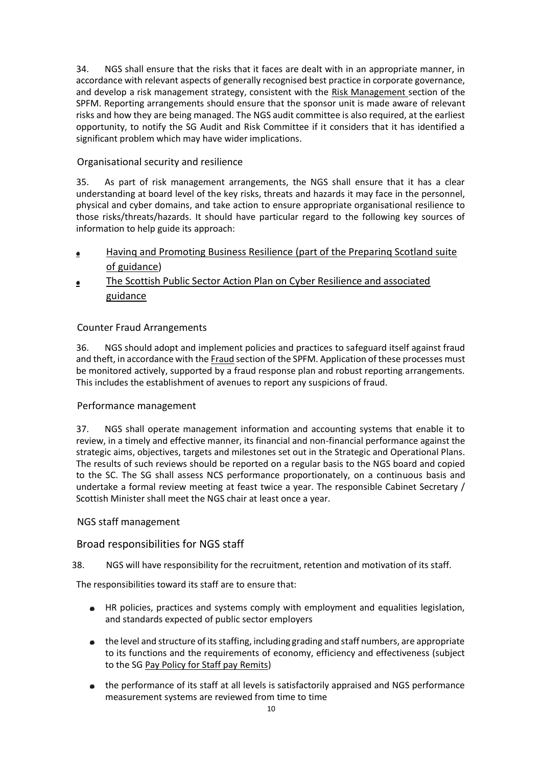34. NGS shall ensure that the risks that it faces are dealt with in an appropriate manner, in accordance with relevant aspects of generally recognised best practice in corporate governance, and develop a risk management strategy, consistent with the Risk Management section of the SPFM. Reporting arrangements should ensure that the sponsor unit is made aware of relevant risks and how they are being managed. The NGS audit committee is also required, at the earliest opportunity, to notify the SG Audit and Risk Committee if it considers that it has identified a significant problem which may have wider implications.

### Organisational security and resilience

35. As part of risk management arrangements, the NGS shall ensure that it has a clear understanding at board level of the key risks, threats and hazards it may face in the personnel, physical and cyber domains, and take action to ensure appropriate organisational resilience to those risks/threats/hazards. It should have particular regard to the following key sources of information to help guide its approach:

- Havinq and Promoting Business Resilience (part of the Preparinq Scotland suite of guidance)
- The Scottish Public Sector Action Plan on Cyber Resilience and associated guidance

### Counter Fraud Arrangements

36. NGS should adopt and implement policies and practices to safeguard itself against fraud and theft, in accordance with the Fraud section of the SPFM. Application of these processes must be monitored actively, supported by a fraud response plan and robust reporting arrangements. This includes the establishment of avenues to report any suspicions of fraud.

### Performance management

37. NGS shall operate management information and accounting systems that enable it to review, in a timely and effective manner, its financial and non-financial performance against the strategic aims, objectives, targets and milestones set out in the Strategic and Operational Plans. The results of such reviews should be reported on a regular basis to the NGS board and copied to the SC. The SG shall assess NCS performance proportionately, on a continuous basis and undertake a formal review meeting at feast twice a year. The responsible Cabinet Secretary / Scottish Minister shall meet the NGS chair at least once a year.

### NGS staff management

## Broad responsibilities for NGS staff

38. NGS will have responsibility for the recruitment, retention and motivation of its staff.

The responsibilities toward its staff are to ensure that:

- HR policies, practices and systems comply with employment and equalities legislation, and standards expected of public sector employers
- the level and structure of its staffing, including grading and staff numbers, are appropriate to its functions and the requirements of economy, efficiency and effectiveness (subject to the SG Pay Policy for Staff pay Remits)
- the performance of its staff at all levels is satisfactorily appraised and NGS performance measurement systems are reviewed from time to time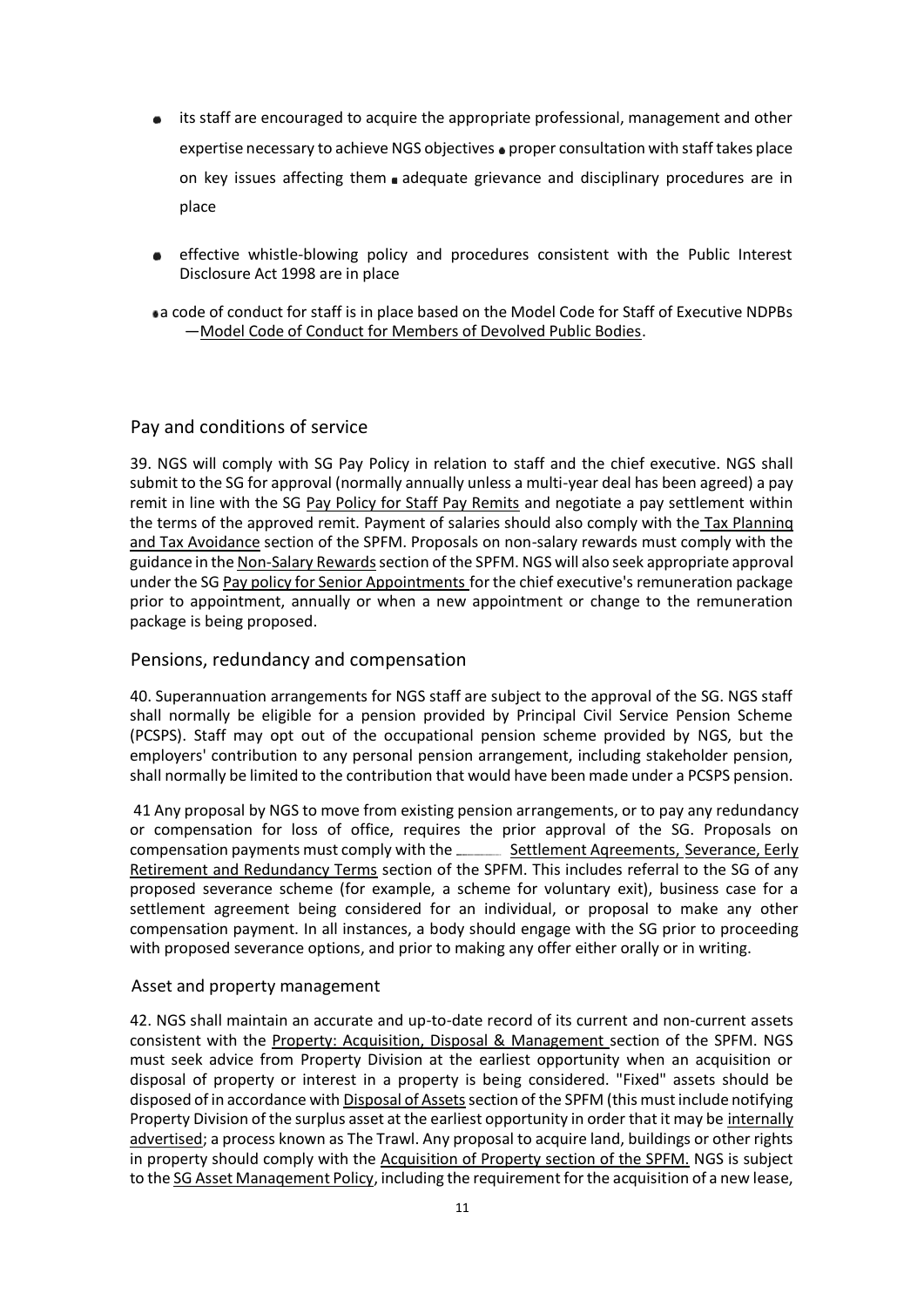- its staff are encouraged to acquire the appropriate professional, management and other expertise necessary to achieve NGS objectives
- proper consultation with staff takes place on key issues affecting them
- adequate grievance and disciplinary procedures are in place
- effective whistle-blowing policy and procedures consistent with the Public Interest Disclosure Act 1998 are in place
- a code of conduct for staff is in place based on the Model Code for Staff of Executive NDPBs —Model Code of Conduct for Members of Devolved Public Bodies.

## Pay and conditions of service

39. NGS will comply with SG Pay Policy in relation to staff and the chief executive. NGS shall submit to the SG for approval (normally annually unless a multi-year deal has been agreed) a pay remit in line with the SG Pay Policy for Staff Pay Remits and negotiate a pay settlement within the terms of the approved remit. Payment of salaries should also comply with the Tax Planning and Tax Avoidance section of the SPFM. Proposals on non-salary rewards must comply with the guidance in the Non-Salary Rewards section of the SPFM. NGS will also seek appropriate approval under the SG Pay policy for Senior Appointments for the chief executive's remuneration package prior to appointment, annually or when a new appointment or change to the remuneration package is being proposed.

## Pensions, redundancy and compensation

40. Superannuation arrangements for NGS staff are subject to the approval of the SG. NGS staff shall normally be eligible for a pension provided by Principal Civil Service Pension Scheme (PCSPS). Staff may opt out of the occupational pension scheme provided by NGS, but the employers' contribution to any personal pension arrangement, including stakeholder pension, shall normally be limited to the contribution that would have been made under a PCSPS pension.

41 Any proposal by NGS to move from existing pension arrangements, or to pay any redundancy or compensation for loss of office, requires the prior approval of the SG. Proposals on compensation payments must comply with the Settlement Aqreements, Severance, Eerly Retirement and Redundancy Terms section of the SPFM. This includes referral to the SG of any proposed severance scheme (for example, a scheme for voluntary exit), business case for a settlement agreement being considered for an individual, or proposal to make any other compensation payment. In all instances, a body should engage with the SG prior to proceeding with proposed severance options, and prior to making any offer either orally or in writing.

## Asset and property management

42. NGS shall maintain an accurate and up-to-date record of its current and non-current assets consistent with the Property: Acquisition, Disposal & Management section of the SPFM. NGS must seek advice from Property Division at the earliest opportunity when an acquisition or disposal of property or interest in a property is being considered. "Fixed" assets should be disposed of in accordance with Disposal of Assets section of the SPFM (this must include notifying Property Division of the surplus asset at the earliest opportunity in order that it may be internally advertised; a process known as The Trawl. Any proposal to acquire land, buildings or other rights in property should comply with the Acquisition of Property section of the SPFM. NGS is subject to the SG Asset Manaqement Policy, including the requirement for the acquisition of a new lease,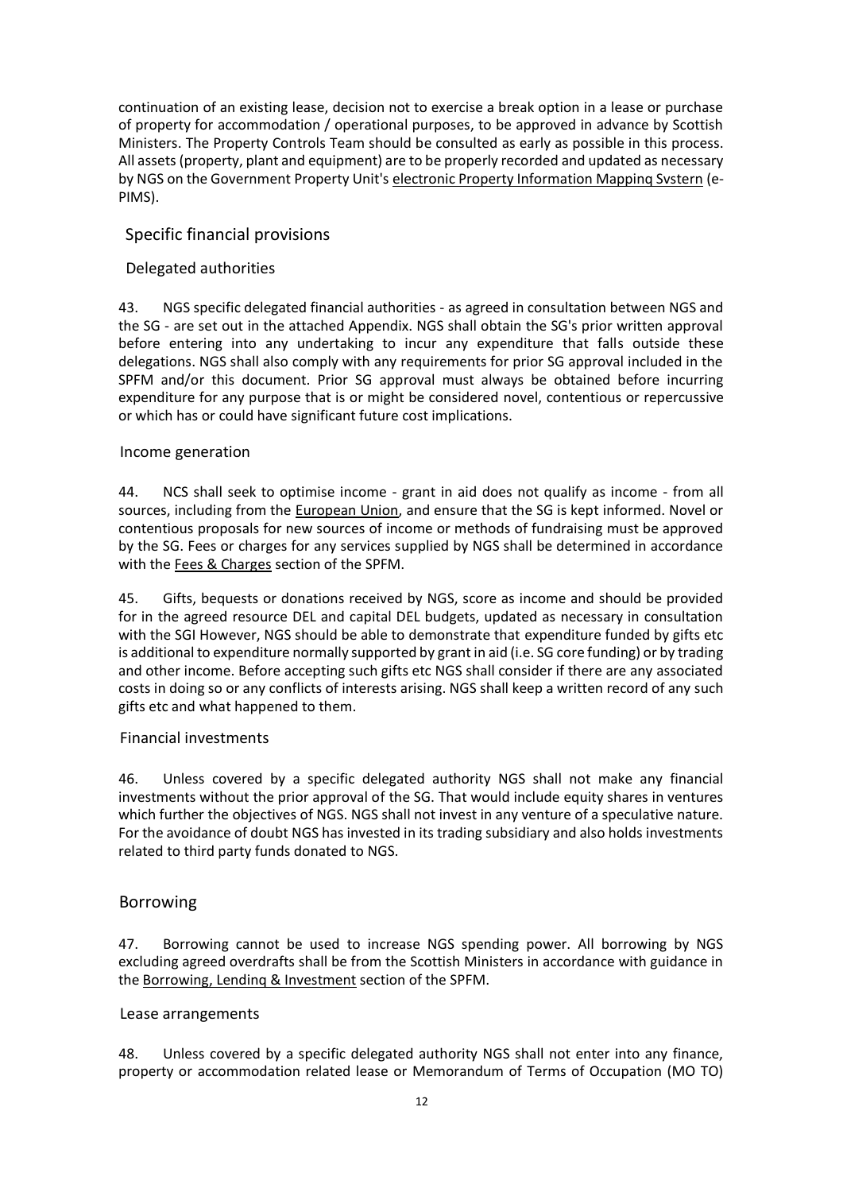continuation of an existing lease, decision not to exercise a break option in a lease or purchase of property for accommodation / operational purposes, to be approved in advance by Scottish Ministers. The Property Controls Team should be consulted as early as possible in this process. All assets (property, plant and equipment) are to be properly recorded and updated as necessary by NGS on the Government Property Unit's electronic Property Information Mappinq Svstern (e-PIMS).

## Specific financial provisions

### Delegated authorities

43. NGS specific delegated financial authorities - as agreed in consultation between NGS and the SG - are set out in the attached Appendix. NGS shall obtain the SG's prior written approval before entering into any undertaking to incur any expenditure that falls outside these delegations. NGS shall also comply with any requirements for prior SG approval included in the SPFM and/or this document. Prior SG approval must always be obtained before incurring expenditure for any purpose that is or might be considered novel, contentious or repercussive or which has or could have significant future cost implications.

### Income generation

44. NCS shall seek to optimise income - grant in aid does not qualify as income - from all sources, including from the European Union, and ensure that the SG is kept informed. Novel or contentious proposals for new sources of income or methods of fundraising must be approved by the SG. Fees or charges for any services supplied by NGS shall be determined in accordance with the Fees & Charges section of the SPFM.

45. Gifts, bequests or donations received by NGS, score as income and should be provided for in the agreed resource DEL and capital DEL budgets, updated as necessary in consultation with the SGI However, NGS should be able to demonstrate that expenditure funded by gifts etc is additional to expenditure normally supported by grant in aid (i.e. SG core funding) or by trading and other income. Before accepting such gifts etc NGS shall consider if there are any associated costs in doing so or any conflicts of interests arising. NGS shall keep a written record of any such gifts etc and what happened to them.

### Financial investments

46. Unless covered by a specific delegated authority NGS shall not make any financial investments without the prior approval of the SG. That would include equity shares in ventures which further the objectives of NGS. NGS shall not invest in any venture of a speculative nature. For the avoidance of doubt NGS has invested in its trading subsidiary and also holds investments related to third party funds donated to NGS.

## Borrowing

47. Borrowing cannot be used to increase NGS spending power. All borrowing by NGS excluding agreed overdrafts shall be from the Scottish Ministers in accordance with guidance in the Borrowing, Lendinq & Investment section of the SPFM.

### Lease arrangements

48. Unless covered by a specific delegated authority NGS shall not enter into any finance, property or accommodation related lease or Memorandum of Terms of Occupation (MO TO)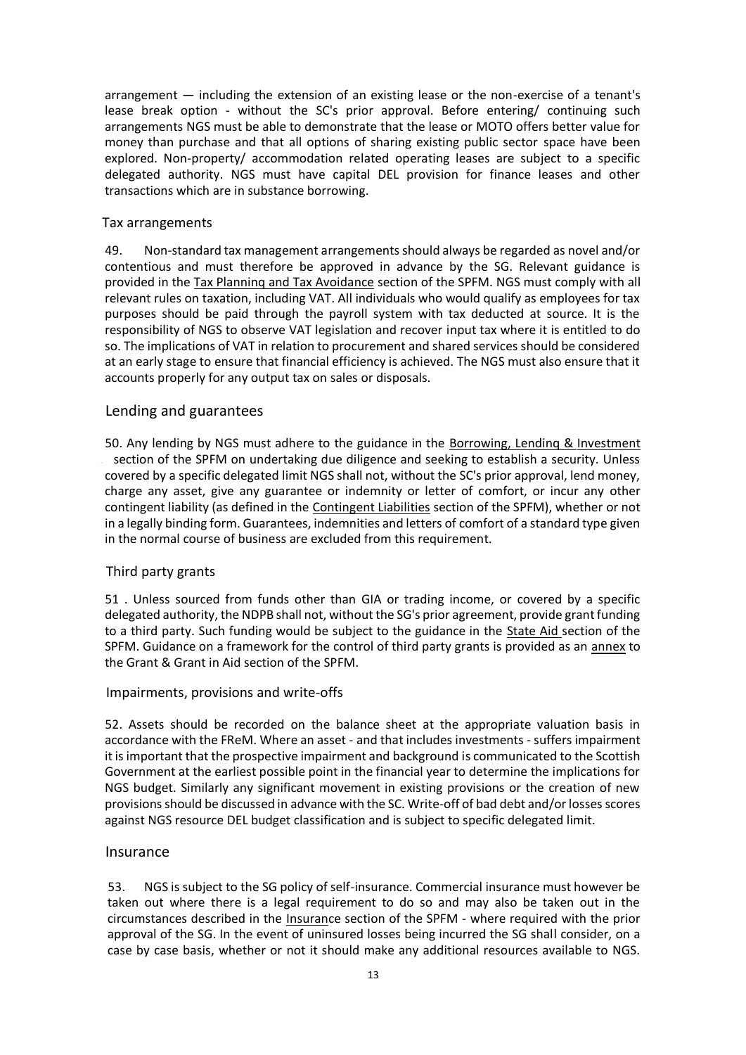arrangement — including the extension of an existing lease or the non-exercise of a tenant's lease break option - without the SC's prior approval. Before entering/ continuing such arrangements NGS must be able to demonstrate that the lease or MOTO offers better value for money than purchase and that all options of sharing existing public sector space have been explored. Non-property/ accommodation related operating leases are subject to a specific delegated authority. NGS must have capital DEL provision for finance leases and other transactions which are in substance borrowing.

### Tax arrangements

49. Non-standard tax management arrangements should always be regarded as novel and/or contentious and must therefore be approved in advance by the SG. Relevant guidance is provided in the Tax Planninq and Tax Avoidance section of the SPFM. NGS must comply with all relevant rules on taxation, including VAT. All individuals who would qualify as employees for tax purposes should be paid through the payroll system with tax deducted at source. It is the responsibility of NGS to observe VAT legislation and recover input tax where it is entitled to do so. The implications of VAT in relation to procurement and shared services should be considered at an early stage to ensure that financial efficiency is achieved. The NGS must also ensure that it accounts properly for any output tax on sales or disposals.

## Lending and guarantees

50. Any lending by NGS must adhere to the guidance in the Borrowing, Lendinq & Investment section of the SPFM on undertaking due diligence and seeking to establish a security. Unless covered by a specific delegated limit NGS shall not, without the SC's prior approval, lend money, charge any asset, give any guarantee or indemnity or letter of comfort, or incur any other contingent liability (as defined in the Contingent Liabilities section of the SPFM), whether or not in a legally binding form. Guarantees, indemnities and letters of comfort of a standard type given in the normal course of business are excluded from this requirement.

### Third party grants

51 . Unless sourced from funds other than GIA or trading income, or covered by a specific delegated authority, the NDPB shall not, without the SG's prior agreement, provide grant funding to a third party. Such funding would be subject to the guidance in the State Aid section of the SPFM. Guidance on a framework for the control of third party grants is provided as an annex to the Grant & Grant in Aid section of the SPFM.

### Impairments, provisions and write-offs

52. Assets should be recorded on the balance sheet at the appropriate valuation basis in accordance with the FReM. Where an asset - and that includes investments - suffers impairment it is important that the prospective impairment and background is communicated to the Scottish Government at the earliest possible point in the financial year to determine the implications for NGS budget. Similarly any significant movement in existing provisions or the creation of new provisions should be discussed in advance with the SC. Write-off of bad debt and/or losses scores against NGS resource DEL budget classification and is subject to specific delegated limit.

## Insurance

53. NGS is subject to the SG policy of self-insurance. Commercial insurance must however be taken out where there is a legal requirement to do so and may also be taken out in the circumstances described in the Insurance section of the SPFM - where required with the prior approval of the SG. In the event of uninsured losses being incurred the SG shall consider, on a case by case basis, whether or not it should make any additional resources available to NGS.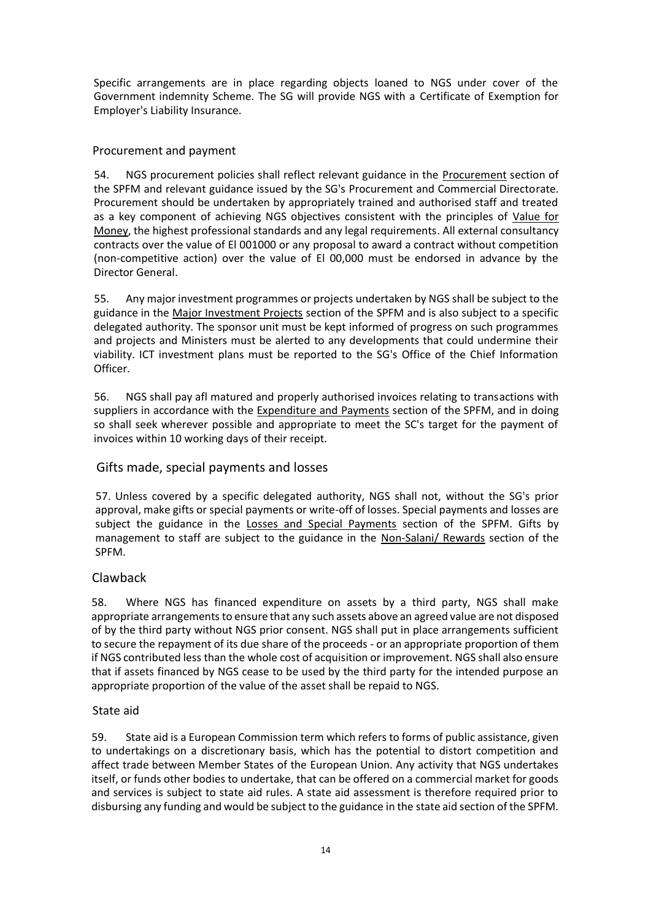Specific arrangements are in place regarding objects loaned to NGS under cover of the Government indemnity Scheme. The SG will provide NGS with a Certificate of Exemption for Employer's Liability Insurance.

## Procurement and payment

54. NGS procurement policies shall reflect relevant guidance in the Procurement section of the SPFM and relevant guidance issued by the SG's Procurement and Commercial Directorate. Procurement should be undertaken by appropriately trained and authorised staff and treated as a key component of achieving NGS objectives consistent with the principles of Value for Money, the highest professional standards and any legal requirements. All external consultancy contracts over the value of El 001000 or any proposal to award a contract without competition (non-competitive action) over the value of El 00,000 must be endorsed in advance by the Director General.

55. Any major investment programmes or projects undertaken by NGS shall be subject to the guidance in the Major Investment Projects section of the SPFM and is also subject to a specific delegated authority. The sponsor unit must be kept informed of progress on such programmes and projects and Ministers must be alerted to any developments that could undermine their viability. ICT investment plans must be reported to the SG's Office of the Chief Information Officer.

56. NGS shall pay afl matured and properly authorised invoices relating to transactions with suppliers in accordance with the Expenditure and Payments section of the SPFM, and in doing so shall seek wherever possible and appropriate to meet the SC's target for the payment of invoices within 10 working days of their receipt.

## Gifts made, special payments and losses

57. Unless covered by a specific delegated authority, NGS shall not, without the SG's prior approval, make gifts or special payments or write-off of losses. Special payments and losses are subject the guidance in the Losses and Special Payments section of the SPFM. Gifts by management to staff are subject to the guidance in the Non-Salani/ Rewards section of the SPFM.

## Clawback

58. Where NGS has financed expenditure on assets by a third party, NGS shall make appropriate arrangements to ensure that any such assets above an agreed value are not disposed of by the third party without NGS prior consent. NGS shall put in place arrangements sufficient to secure the repayment of its due share of the proceeds - or an appropriate proportion of them if NGS contributed less than the whole cost of acquisition or improvement. NGS shall also ensure that if assets financed by NGS cease to be used by the third party for the intended purpose an appropriate proportion of the value of the asset shall be repaid to NGS.

## State aid

59. State aid is a European Commission term which refers to forms of public assistance, given to undertakings on a discretionary basis, which has the potential to distort competition and affect trade between Member States of the European Union. Any activity that NGS undertakes itself, or funds other bodies to undertake, that can be offered on a commercial market for goods and services is subject to state aid rules. A state aid assessment is therefore required prior to disbursing any funding and would be subject to the guidance in the state aid section of the SPFM.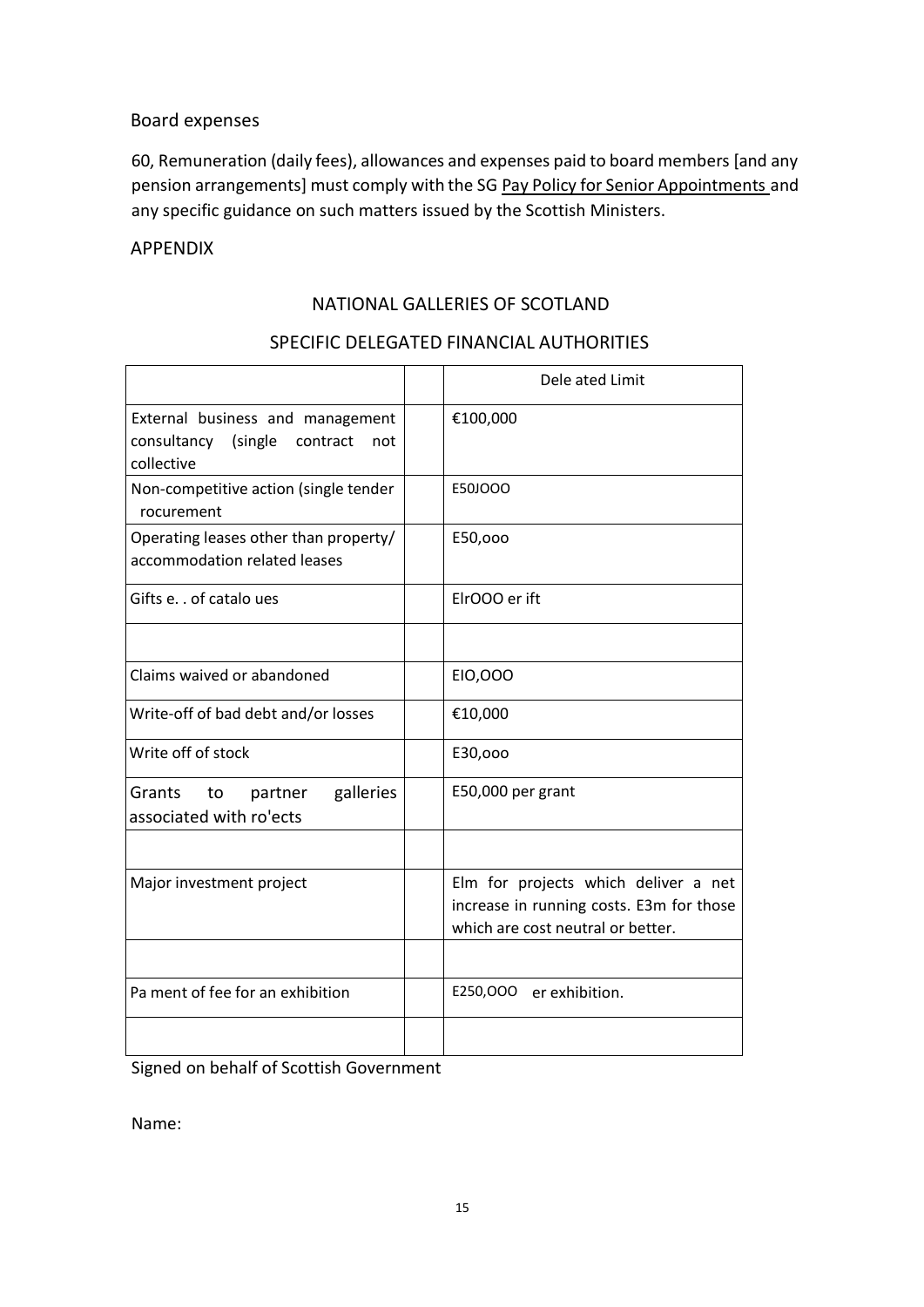Board expenses

60, Remuneration (daily fees), allowances and expenses paid to board members [and any pension arrangements] must comply with the SG Pay Policy for Senior Appointments and any specific guidance on such matters issued by the Scottish Ministers.

APPENDIX

## NATIONAL GALLERIES OF SCOTLAND

## SPECIFIC DELEGATED FINANCIAL AUTHORITIES

| | | Dele ated Limit |
|---|---|---|
| External business and management consultancy (single contract not collective | | €100,000 |
| Non-competitive action (single tender rocurement | | E50JOOO |
| Operating leases other than property/ accommodation related leases | | E50,ooo |
| Gifts e. . of catalo ues | | ElrOOO er ift |
| | | |
| Claims waived or abandoned | | EIO,OOO |
| Write-off of bad debt and/or losses | | €10,000 |
| Write off of stock | | E30,ooo |
| Grants to partner galleries associated with ro'ects | | E50,000 per grant |
| | | |
| Major investment project | | Elm for projects which deliver a net increase in running costs. E3m for those which are cost neutral or better. |
| | | |
| Pa ment of fee for an exhibition | | E250,OOO er exhibition. |
| | | |

Signed on behalf of Scottish Government

Name: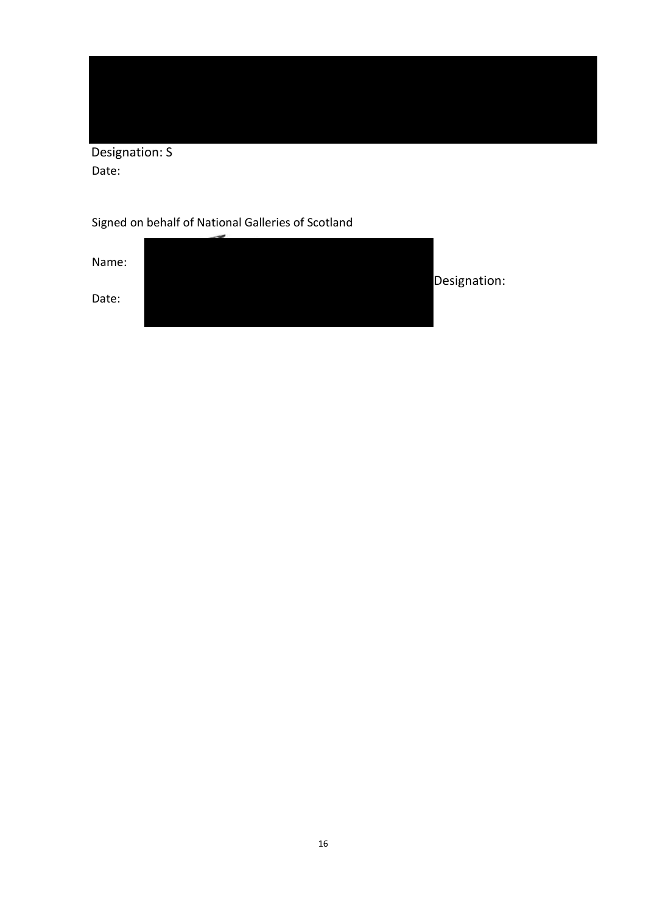Designation: S

Date:

Signed on behalf of National Galleries of Scotland

Name:

Designation:

Date: